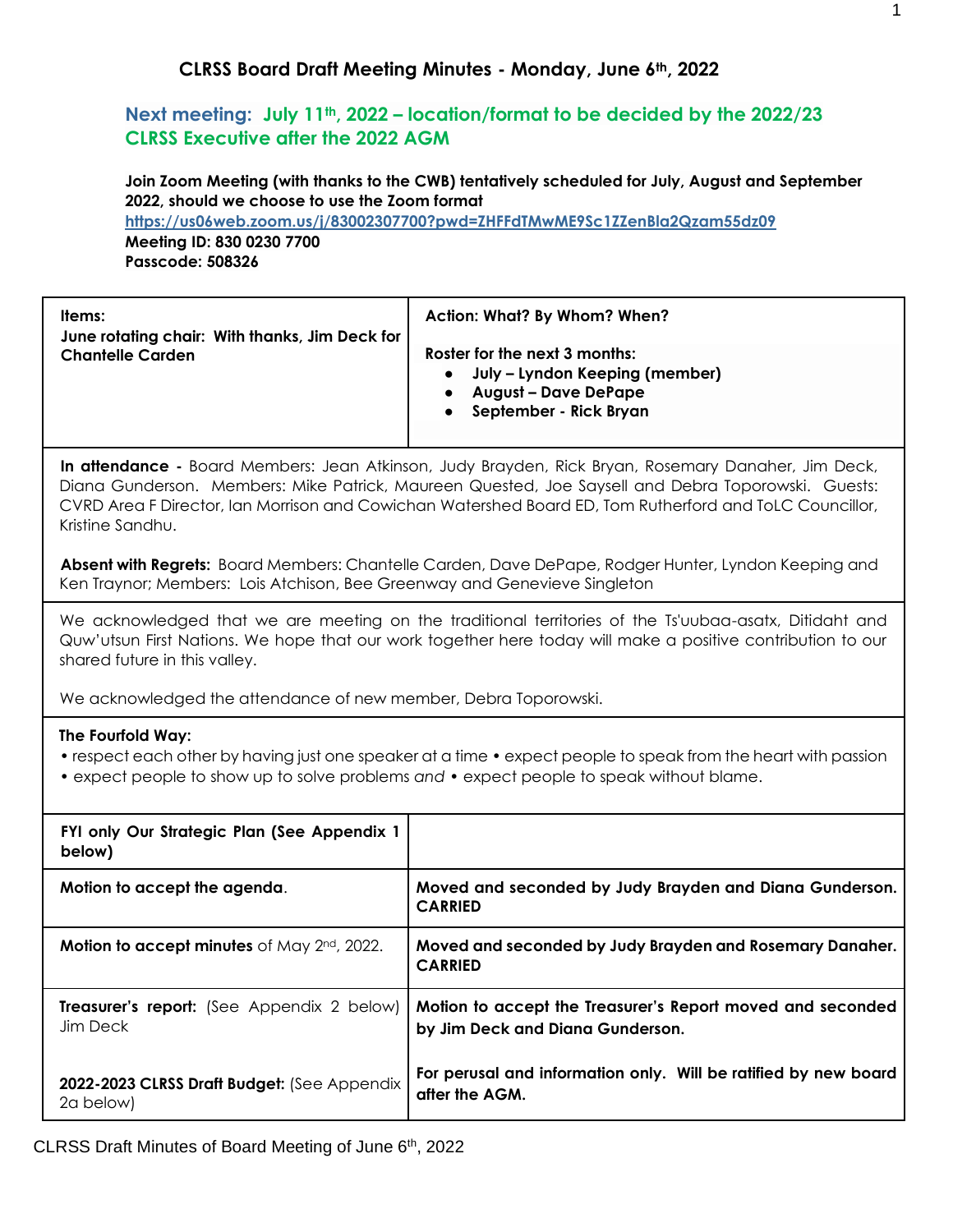## CLRSS Board Draft Meeting Minutes - Monday, June 6th, 2022

### Next meeting: July 11th, 2022 – location/format to be decided by the 2022/23 CLRSS Executive after the 2022 AGM

**Join Zoom Meeting (with thanks to the CWB) tentatively scheduled for July, August and September 2022, should we choose to use the Zoom format**
https://us06web.zoom.us/j/83002307700?pwd=ZHFFdTMwME9Sc1ZZenBla2Qzam55dz09
**Meeting ID: 830 0230 7700**
**Passcode: 508326**

| **Items:** **June rotating chair: With thanks, Jim Deck for Chantelle Carden** | **Action: What? By Whom? When?** **Roster for the next 3 months:** • **July – Lyndon Keeping (member)** • **August – Dave DePape** • **September - Rick Bryan** |
|---|---|
| **In attendance -** Board Members: Jean Atkinson, Judy Brayden, Rick Bryan, Rosemary Danaher, Jim Deck, Diana Gunderson. Members: Mike Patrick, Maureen Quested, Joe Saysell and Debra Toporowski. Guests: CVRD Area F Director, Ian Morrison and Cowichan Watershed Board ED, Tom Rutherford and ToLC Councillor, Kristine Sandhu. **Absent with Regrets:** Board Members: Chantelle Carden, Dave DePape, Rodger Hunter, Lyndon Keeping and Ken Traynor; Members: Lois Atchison, Bee Greenway and Genevieve Singleton | |
| We acknowledged that we are meeting on the traditional territories of the Ts'uubaa-asatx, Ditidaht and Quw'utsun First Nations. We hope that our work together here today will make a positive contribution to our shared future in this valley. We acknowledged the attendance of new member, Debra Toporowski. | |
| **The Fourfold Way:** • respect each other by having just one speaker at a time • expect people to speak from the heart with passion • expect people to show up to solve problems *and* • expect people to speak without blame. | |
| **FYI only Our Strategic Plan (See Appendix 1 below)** | |
| **Motion to accept the agenda**. | **Moved and seconded by Judy Brayden and Diana Gunderson. CARRIED** |
| **Motion to accept minutes** of May 2nd, 2022. | **Moved and seconded by Judy Brayden and Rosemary Danaher. CARRIED** |
| **Treasurer's report:** (See Appendix 2 below) Jim Deck | **Motion to accept the Treasurer's Report moved and seconded by Jim Deck and Diana Gunderson.** |
| **2022-2023 CLRSS Draft Budget:** (See Appendix 2a below) | **For perusal and information only. Will be ratified by new board after the AGM.** |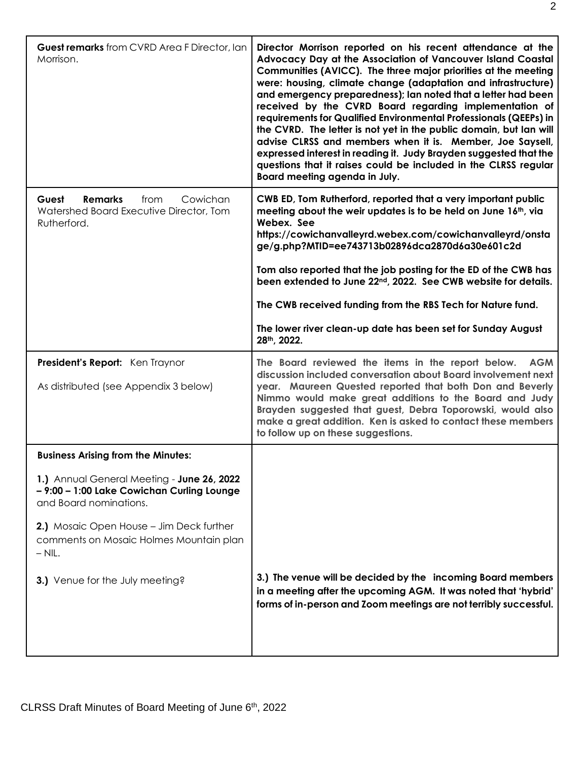| | |
|---|---|
| **Guest remarks** from CVRD Area F Director, Ian Morrison. | **Director Morrison reported on his recent attendance at the Advocacy Day at the Association of Vancouver Island Coastal Communities (AVICC). The three major priorities at the meeting were: housing, climate change (adaptation and infrastructure) and emergency preparedness); Ian noted that a letter had been received by the CVRD Board regarding implementation of requirements for Qualified Environmental Professionals (QEEPs) in the CVRD. The letter is not yet in the public domain, but Ian will advise CLRSS and members when it is. Member, Joe Saysell, expressed interest in reading it. Judy Brayden suggested that the questions that it raises could be included in the CLRSS regular Board meeting agenda in July.** |
| **Guest Remarks** from Cowichan Watershed Board Executive Director, Tom Rutherford. | **CWB ED, Tom Rutherford, reported that a very important public meeting about the weir updates is to be held on June 16th, via Webex. See https://cowichanvalleyrd.webex.com/cowichanvalleyrd/onstage/g.php?MTID=ee743713b02896dca2870d6a30e601c2d**<br><br>**Tom also reported that the job posting for the ED of the CWB has been extended to June 22nd, 2022. See CWB website for details.**<br><br>**The CWB received funding from the RBS Tech for Nature fund.**<br><br>**The lower river clean-up date has been set for Sunday August 28th, 2022.** |
| **President's Report:** Ken Traynor<br><br>As distributed (see Appendix 3 below) | **The Board reviewed the items in the report below. AGM discussion included conversation about Board involvement next year. Maureen Quested reported that both Don and Beverly Nimmo would make great additions to the Board and Judy Brayden suggested that guest, Debra Toporowski, would also make a great addition. Ken is asked to contact these members to follow up on these suggestions.** |
| **Business Arising from the Minutes:**<br><br>**1.)** Annual General Meeting - **June 26, 2022 – 9:00 – 1:00 Lake Cowichan Curling Lounge** and Board nominations.<br><br>**2.)** Mosaic Open House – Jim Deck further comments on Mosaic Holmes Mountain plan – NIL.<br><br>**3.)** Venue for the July meeting? | **3.) The venue will be decided by the incoming Board members in a meeting after the upcoming AGM. It was noted that 'hybrid' forms of in-person and Zoom meetings are not terribly successful.** |

CLRSS Draft Minutes of Board Meeting of June 6th, 2022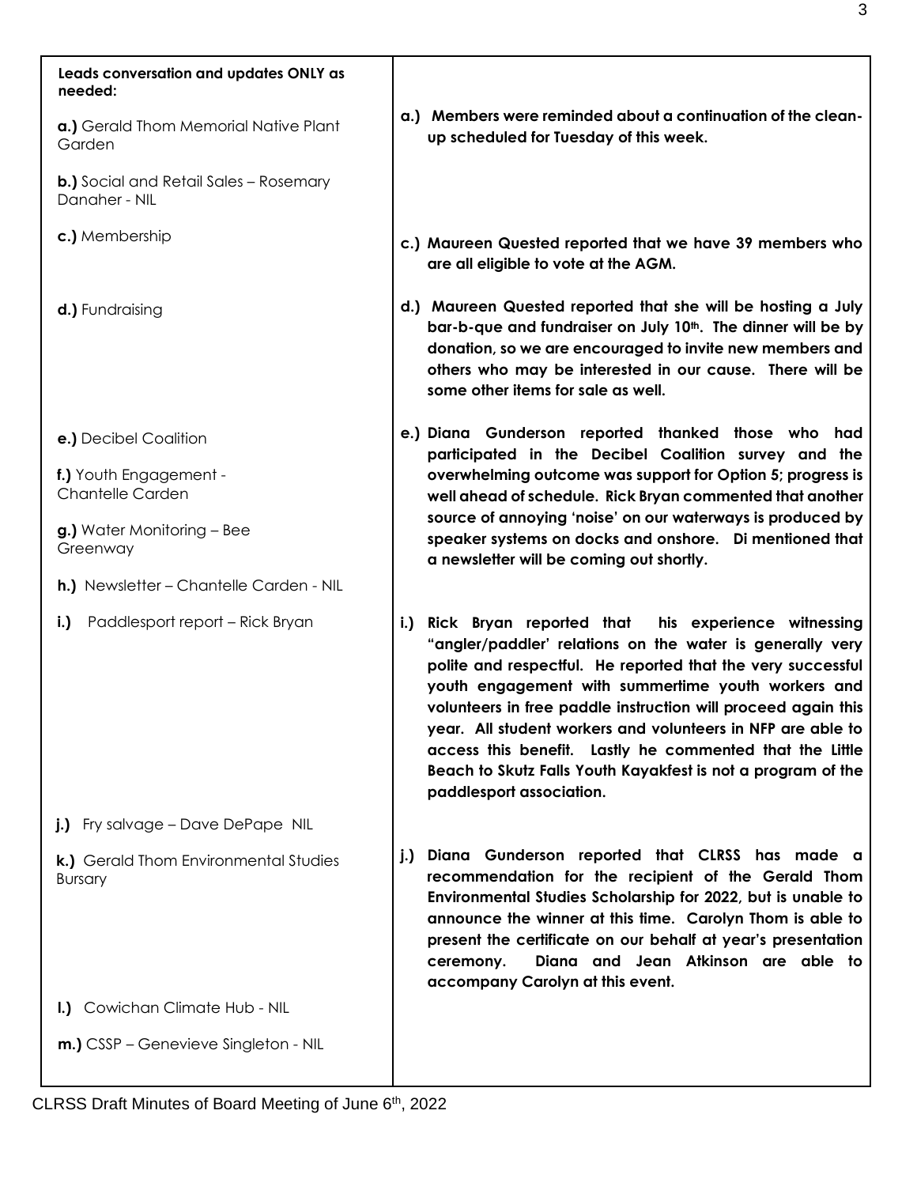| **Leads conversation and updates ONLY as needed:** | |
|---|---|
| **a.)** Gerald Thom Memorial Native Plant Garden | **a.) Members were reminded about a continuation of the clean-up scheduled for Tuesday of this week.** |
| **b.)** Social and Retail Sales – Rosemary Danaher - NIL | |
| **c.)** Membership | **c.) Maureen Quested reported that we have 39 members who are all eligible to vote at the AGM.** |
| **d.)** Fundraising | **d.) Maureen Quested reported that she will be hosting a July bar-b-que and fundraiser on July 10th. The dinner will be by donation, so we are encouraged to invite new members and others who may be interested in our cause. There will be some other items for sale as well.** |
| **e.)** Decibel Coalition<br>**f.)** Youth Engagement - Chantelle Carden<br>**g.)** Water Monitoring – Bee Greenway | **e.) Diana Gunderson reported thanked those who had participated in the Decibel Coalition survey and the overwhelming outcome was support for Option 5; progress is well ahead of schedule. Rick Bryan commented that another source of annoying 'noise' on our waterways is produced by speaker systems on docks and onshore. Di mentioned that a newsletter will be coming out shortly.** |
| **h.)** Newsletter – Chantelle Carden - NIL | |
| **i.)** Paddlesport report – Rick Bryan | **i.) Rick Bryan reported that his experience witnessing "angler/paddler' relations on the water is generally very polite and respectful. He reported that the very successful youth engagement with summertime youth workers and volunteers in free paddle instruction will proceed again this year. All student workers and volunteers in NFP are able to access this benefit. Lastly he commented that the Little Beach to Skutz Falls Youth Kayakfest is not a program of the paddlesport association.** |
| **j.)** Fry salvage – Dave DePape NIL | |
| **k.)** Gerald Thom Environmental Studies Bursary | **j.) Diana Gunderson reported that CLRSS has made a recommendation for the recipient of the Gerald Thom Environmental Studies Scholarship for 2022, but is unable to announce the winner at this time. Carolyn Thom is able to present the certificate on our behalf at year's presentation ceremony. Diana and Jean Atkinson are able to accompany Carolyn at this event.** |
| **l.)** Cowichan Climate Hub - NIL | |
| **m.)** CSSP – Genevieve Singleton - NIL | |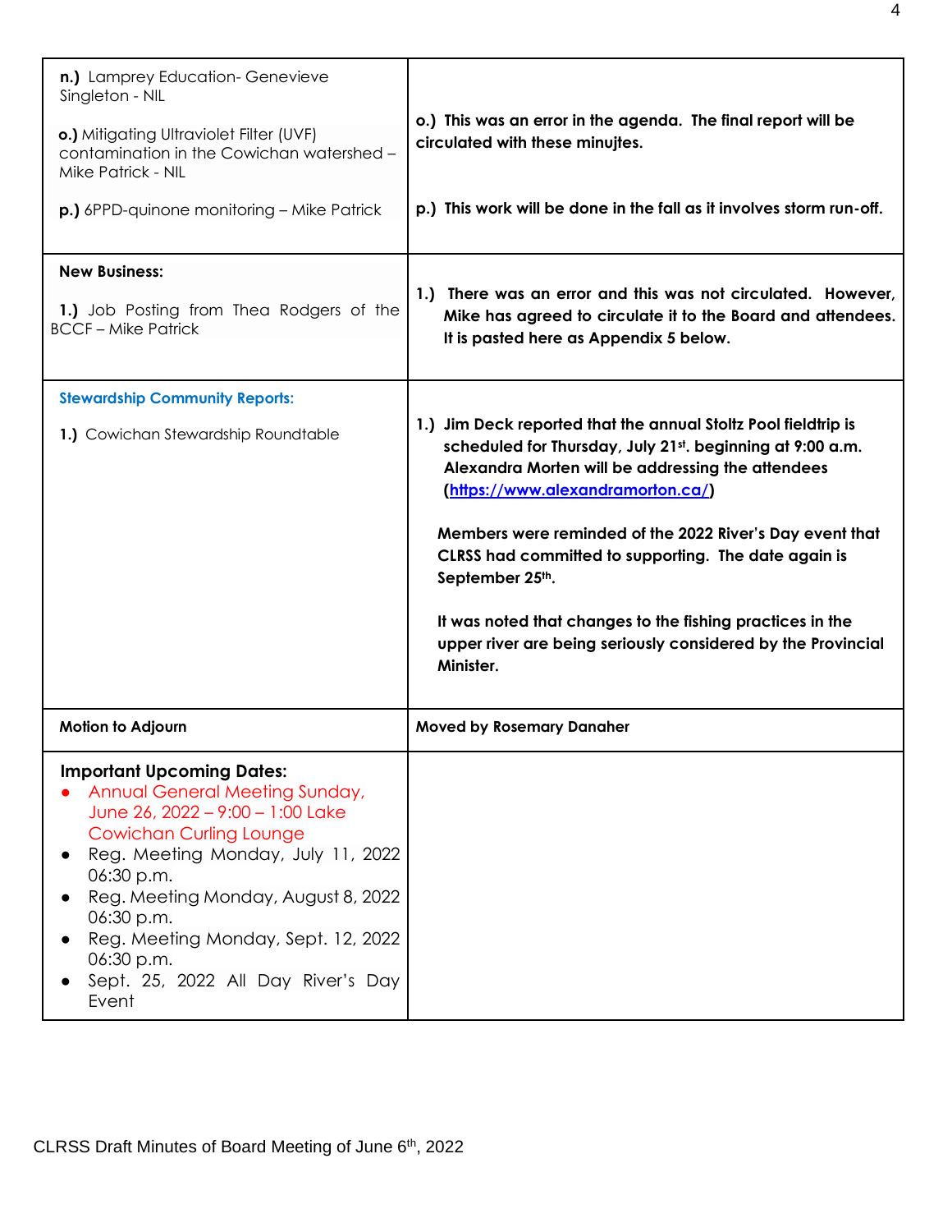| | |
|---|---|
| **n.)** Lamprey Education- Genevieve Singleton - NIL<br><br>**o.)** Mitigating Ultraviolet Filter (UVF) contamination in the Cowichan watershed – Mike Patrick - NIL<br><br>**p.)** 6PPD-quinone monitoring – Mike Patrick | **o.) This was an error in the agenda. The final report will be circulated with these minujtes.**<br><br>**p.) This work will be done in the fall as it involves storm run-off.** |
| **New Business:**<br><br>**1.)** Job Posting from Thea Rodgers of the BCCF – Mike Patrick | **1.) There was an error and this was not circulated. However, Mike has agreed to circulate it to the Board and attendees. It is pasted here as Appendix 5 below.** |
| **Stewardship Community Reports:**<br><br>**1.)** Cowichan Stewardship Roundtable | **1.) Jim Deck reported that the annual Stoltz Pool fieldtrip is scheduled for Thursday, July 21st. beginning at 9:00 a.m. Alexandra Morten will be addressing the attendees ([https://www.alexandramorton.ca/](https://www.alexandramorton.ca/))**<br><br>**Members were reminded of the 2022 River's Day event that CLRSS had committed to supporting. The date again is September 25th.**<br><br>**It was noted that changes to the fishing practices in the upper river are being seriously considered by the Provincial Minister.** |
| **Motion to Adjourn** | **Moved by Rosemary Danaher** |
| **Important Upcoming Dates:**<br>• Annual General Meeting Sunday, June 26, 2022 – 9:00 – 1:00 Lake Cowichan Curling Lounge<br>• Reg. Meeting Monday, July 11, 2022 06:30 p.m.<br>• Reg. Meeting Monday, August 8, 2022 06:30 p.m.<br>• Reg. Meeting Monday, Sept. 12, 2022 06:30 p.m.<br>• Sept. 25, 2022 All Day River's Day Event | |

CLRSS Draft Minutes of Board Meeting of June 6th, 2022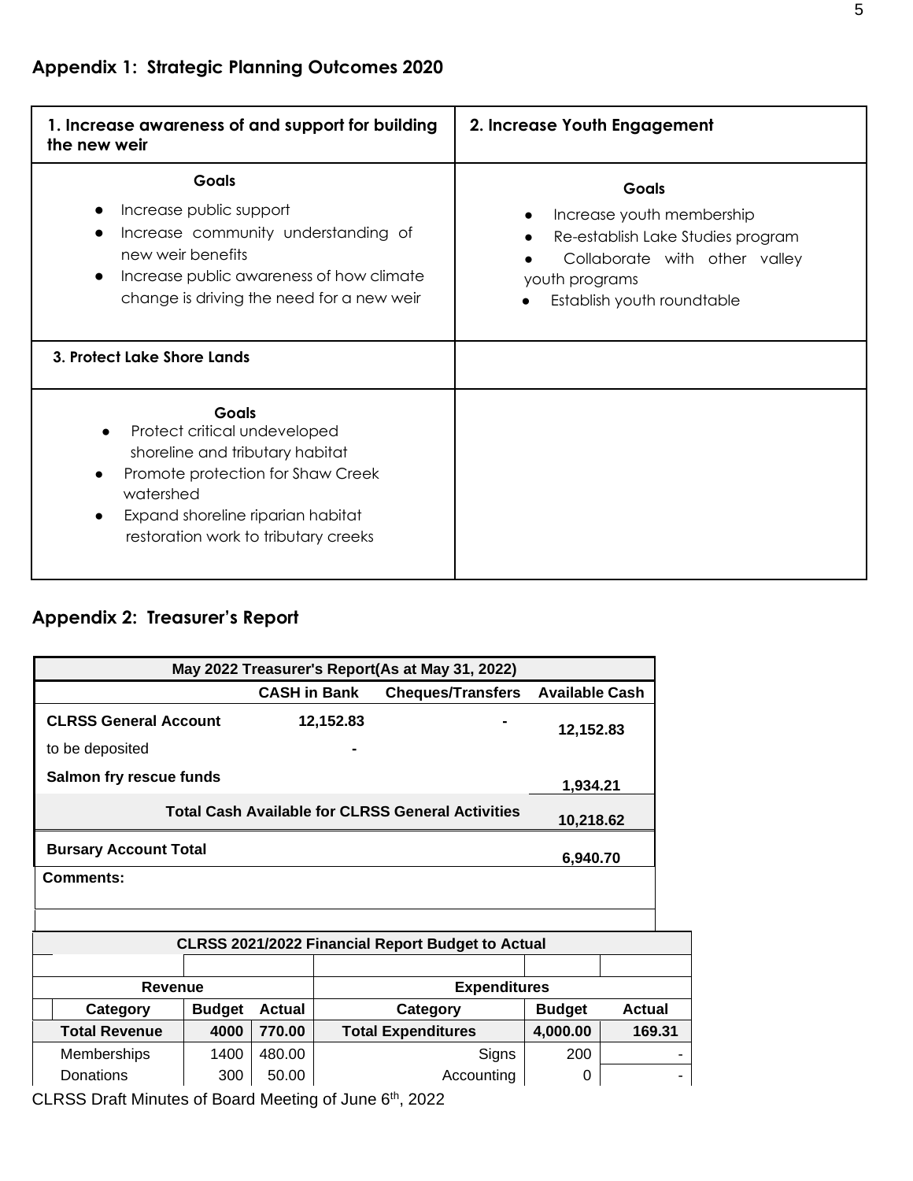## Appendix 1: Strategic Planning Outcomes 2020

| 1. Increase awareness of and support for building the new weir | 2. Increase Youth Engagement |
|---|---|
| **Goals**<br>• Increase public support<br>• Increase community understanding of new weir benefits<br>• Increase public awareness of how climate change is driving the need for a new weir | **Goals**<br>• Increase youth membership<br>• Re-establish Lake Studies program<br>• Collaborate with other valley youth programs<br>• Establish youth roundtable |
| **3. Protect Lake Shore Lands** | |
| **Goals**<br>• Protect critical undeveloped shoreline and tributary habitat<br>• Promote protection for Shaw Creek watershed<br>• Expand shoreline riparian habitat restoration work to tributary creeks | |

## Appendix 2: Treasurer's Report

| May 2022 Treasurer's Report(As at May 31, 2022) | | | |
|---|---|---|---|
| | **CASH in Bank** | **Cheques/Transfers** | **Available Cash** |
| **CLRSS General Account** | **12,152.83** | **-** | **12,152.83** |
| to be deposited | **-** | | |
| **Salmon fry rescue funds** | | | **1,934.21** |
| **Total Cash Available for CLRSS General Activities** | | | **10,218.62** |
| **Bursary Account Total** | | | **6,940.70** |
| **Comments:** | | | |

| CLRSS 2021/2022 Financial Report Budget to Actual | | | | | |
|---|---|---|---|---|---|
| **Revenue** | | | **Expenditures** | | |
| **Category** | **Budget** | **Actual** | **Category** | **Budget** | **Actual** |
| **Total Revenue** | **4000** | **770.00** | **Total Expenditures** | **4,000.00** | **169.31** |
| Memberships | 1400 | 480.00 | Signs | 200 | - |
| Donations | 300 | 50.00 | Accounting | 0 | - |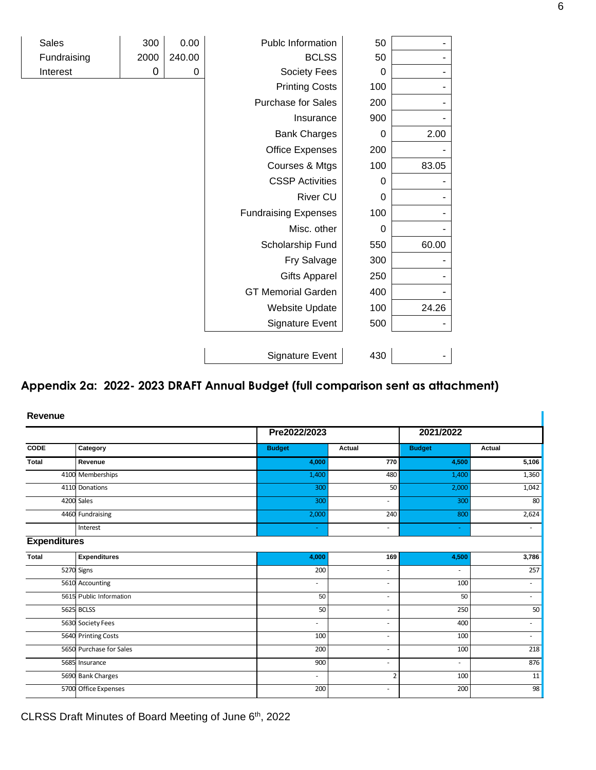| Sales | 300 | 0.00 |
|---|---|---|
| Fundraising | 2000 | 240.00 |
| Interest | 0 | 0 |

| Publc Information | 50 | - |
|---|---|---|
| BCLSS | 50 | - |
| Society Fees | 0 | - |
| Printing Costs | 100 | - |
| Purchase for Sales | 200 | - |
| Insurance | 900 | - |
| Bank Charges | 0 | 2.00 |
| Office Expenses | 200 | - |
| Courses & Mtgs | 100 | 83.05 |
| CSSP Activities | 0 | - |
| River CU | 0 | - |
| Fundraising Expenses | 100 | - |
| Misc. other | 0 | - |
| Scholarship Fund | 550 | 60.00 |
| Fry Salvage | 300 | - |
| Gifts Apparel | 250 | - |
| GT Memorial Garden | 400 | - |
| Website Update | 100 | 24.26 |
| Signature Event | 500 | - |

| Signature Event | 430 | - |
|---|---|---|

## Appendix 2a: 2022- 2023 DRAFT Annual Budget (full comparison sent as attachment)

**Revenue**

| | | Pre2022/2023 | | 2021/2022 | |
|---|---|---|---|---|---|
| **CODE** | **Category** | **Budget** | **Actual** | **Budget** | **Actual** |
| **Total** | **Revenue** | **4,000** | **770** | **4,500** | **5,106** |
| 4100 | Memberships | 1,400 | 480 | 1,400 | 1,360 |
| 4110 | Donations | 300 | 50 | 2,000 | 1,042 |
| 4200 | Sales | 300 | - | 300 | 80 |
| 4460 | Fundraising | 2,000 | 240 | 800 | 2,624 |
| | Interest | - | - | - | - |

**Expenditures**

| | | | | | |
|---|---|---|---|---|---|
| **Total** | **Expenditures** | **4,000** | **169** | **4,500** | **3,786** |
| 5270 | Signs | 200 | - | - | 257 |
| 5610 | Accounting | - | - | 100 | - |
| 5615 | Public Information | 50 | - | 50 | - |
| 5625 | BCLSS | 50 | - | 250 | 50 |
| 5630 | Society Fees | - | - | 400 | - |
| 5640 | Printing Costs | 100 | - | 100 | - |
| 5650 | Purchase for Sales | 200 | - | 100 | 218 |
| 5685 | Insurance | 900 | - | - | 876 |
| 5690 | Bank Charges | - | 2 | 100 | 11 |
| 5700 | Office Expenses | 200 | - | 200 | 98 |

CLRSS Draft Minutes of Board Meeting of June 6th, 2022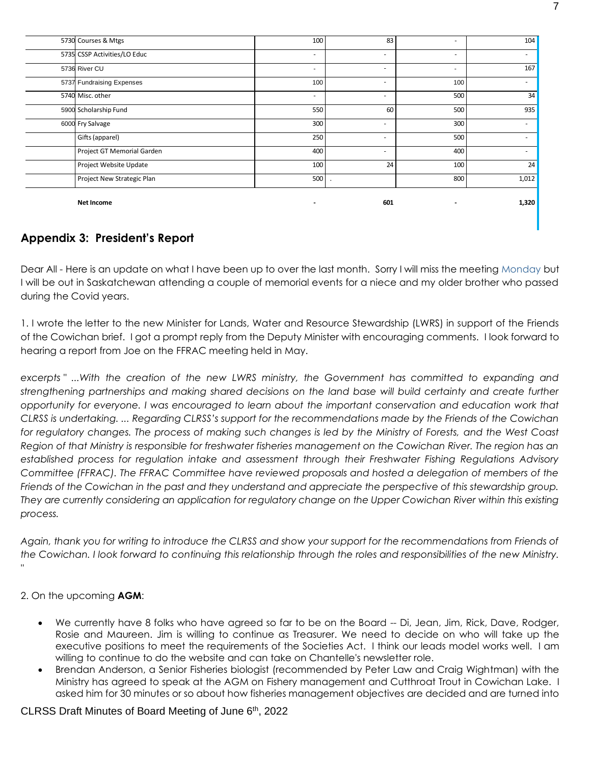| | | | | | |
|---|---|---|---|---|---|
| 5730 | Courses & Mtgs | 100 | 83 | - | 104 |
| 5735 | CSSP Activities/LO Educ | - | - | - | - |
| 5736 | River CU | - | - | - | 167 |
| 5737 | Fundraising Expenses | 100 | - | 100 | - |
| 5740 | Misc. other | - | - | 500 | 34 |
| 5900 | Scholarship Fund | 550 | 60 | 500 | 935 |
| 6000 | Fry Salvage | 300 | - | 300 | - |
| | Gifts (apparel) | 250 | - | 500 | - |
| | Project GT Memorial Garden | 400 | - | 400 | - |
| | Project Website Update | 100 | 24 | 100 | 24 |
| | Project New Strategic Plan | 500 | . | 800 | 1,012 |
| | **Net Income** | **-** | **601** | **-** | **1,320** |

## Appendix 3: President's Report

Dear All - Here is an update on what I have been up to over the last month. Sorry I will miss the meeting Monday but I will be out in Saskatchewan attending a couple of memorial events for a niece and my older brother who passed during the Covid years.

1. I wrote the letter to the new Minister for Lands, Water and Resource Stewardship (LWRS) in support of the Friends of the Cowichan brief. I got a prompt reply from the Deputy Minister with encouraging comments. I look forward to hearing a report from Joe on the FFRAC meeting held in May.

*excerpts " ...With the creation of the new LWRS ministry, the Government has committed to expanding and strengthening partnerships and making shared decisions on the land base will build certainty and create further opportunity for everyone. I was encouraged to learn about the important conservation and education work that CLRSS is undertaking. ... Regarding CLRSS's support for the recommendations made by the Friends of the Cowichan for regulatory changes. The process of making such changes is led by the Ministry of Forests, and the West Coast Region of that Ministry is responsible for freshwater fisheries management on the Cowichan River. The region has an established process for regulation intake and assessment through their Freshwater Fishing Regulations Advisory Committee (FFRAC). The FFRAC Committee have reviewed proposals and hosted a delegation of members of the Friends of the Cowichan in the past and they understand and appreciate the perspective of this stewardship group. They are currently considering an application for regulatory change on the Upper Cowichan River within this existing process.*

*Again, thank you for writing to introduce the CLRSS and show your support for the recommendations from Friends of the Cowichan. I look forward to continuing this relationship through the roles and responsibilities of the new Ministry. "*

2. On the upcoming **AGM**:

- We currently have 8 folks who have agreed so far to be on the Board -- Di, Jean, Jim, Rick, Dave, Rodger, Rosie and Maureen. Jim is willing to continue as Treasurer. We need to decide on who will take up the executive positions to meet the requirements of the Societies Act. I think our leads model works well. I am willing to continue to do the website and can take on Chantelle's newsletter role.
- Brendan Anderson, a Senior Fisheries biologist (recommended by Peter Law and Craig Wightman) with the Ministry has agreed to speak at the AGM on Fishery management and Cutthroat Trout in Cowichan Lake. I asked him for 30 minutes or so about how fisheries management objectives are decided and are turned into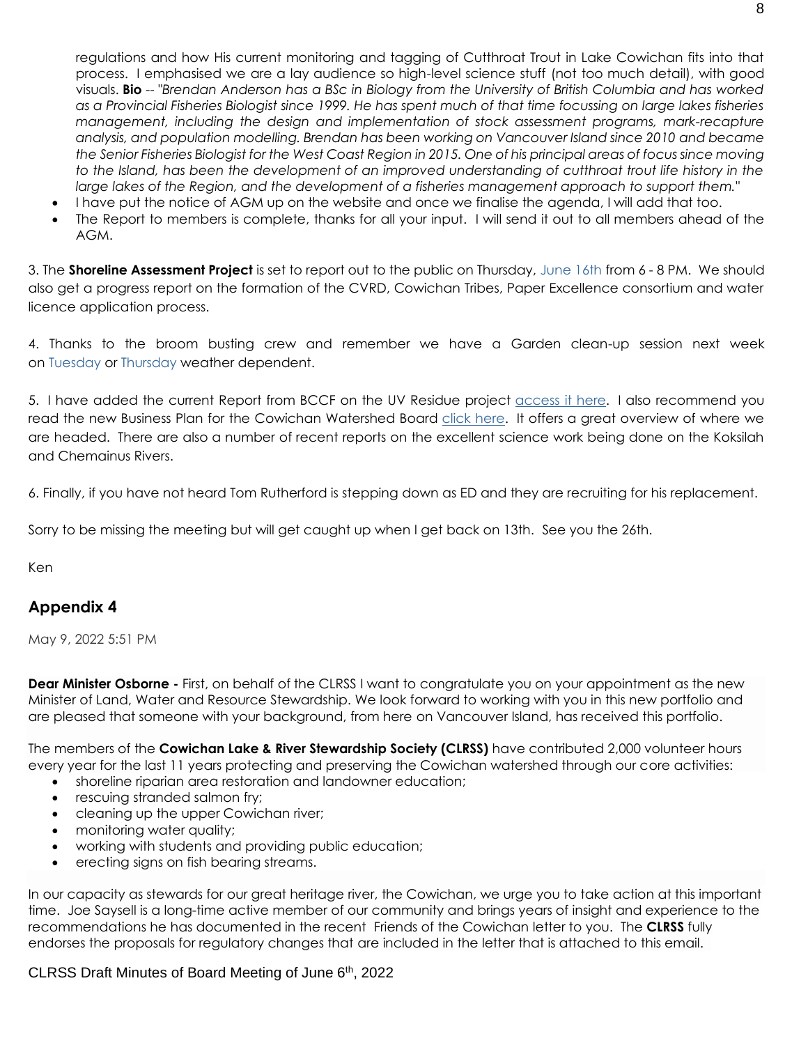regulations and how His current monitoring and tagging of Cutthroat Trout in Lake Cowichan fits into that process. I emphasised we are a lay audience so high-level science stuff (not too much detail), with good visuals. **Bio** -- "*Brendan Anderson has a BSc in Biology from the University of British Columbia and has worked as a Provincial Fisheries Biologist since 1999. He has spent much of that time focussing on large lakes fisheries management, including the design and implementation of stock assessment programs, mark-recapture analysis, and population modelling. Brendan has been working on Vancouver Island since 2010 and became the Senior Fisheries Biologist for the West Coast Region in 2015. One of his principal areas of focus since moving to the Island, has been the development of an improved understanding of cutthroat trout life history in the large lakes of the Region, and the development of a fisheries management approach to support them.*"

- I have put the notice of AGM up on the website and once we finalise the agenda, I will add that too.
- The Report to members is complete, thanks for all your input. I will send it out to all members ahead of the AGM.

3. The **Shoreline Assessment Project** is set to report out to the public on Thursday, June 16th from 6 - 8 PM. We should also get a progress report on the formation of the CVRD, Cowichan Tribes, Paper Excellence consortium and water licence application process.

4. Thanks to the broom busting crew and remember we have a Garden clean-up session next week on Tuesday or Thursday weather dependent.

5. I have added the current Report from BCCF on the UV Residue project access it here. I also recommend you read the new Business Plan for the Cowichan Watershed Board click here. It offers a great overview of where we are headed. There are also a number of recent reports on the excellent science work being done on the Koksilah and Chemainus Rivers.

6. Finally, if you have not heard Tom Rutherford is stepping down as ED and they are recruiting for his replacement.

Sorry to be missing the meeting but will get caught up when I get back on 13th. See you the 26th.

Ken

## Appendix 4

May 9, 2022 5:51 PM

**Dear Minister Osborne -** First, on behalf of the CLRSS I want to congratulate you on your appointment as the new Minister of Land, Water and Resource Stewardship. We look forward to working with you in this new portfolio and are pleased that someone with your background, from here on Vancouver Island, has received this portfolio.

The members of the **Cowichan Lake & River Stewardship Society (CLRSS)** have contributed 2,000 volunteer hours every year for the last 11 years protecting and preserving the Cowichan watershed through our core activities:

- shoreline riparian area restoration and landowner education;
- rescuing stranded salmon fry;
- cleaning up the upper Cowichan river;
- monitoring water quality;
- working with students and providing public education;
- erecting signs on fish bearing streams.

In our capacity as stewards for our great heritage river, the Cowichan, we urge you to take action at this important time. Joe Saysell is a long-time active member of our community and brings years of insight and experience to the recommendations he has documented in the recent Friends of the Cowichan letter to you. The **CLRSS** fully endorses the proposals for regulatory changes that are included in the letter that is attached to this email.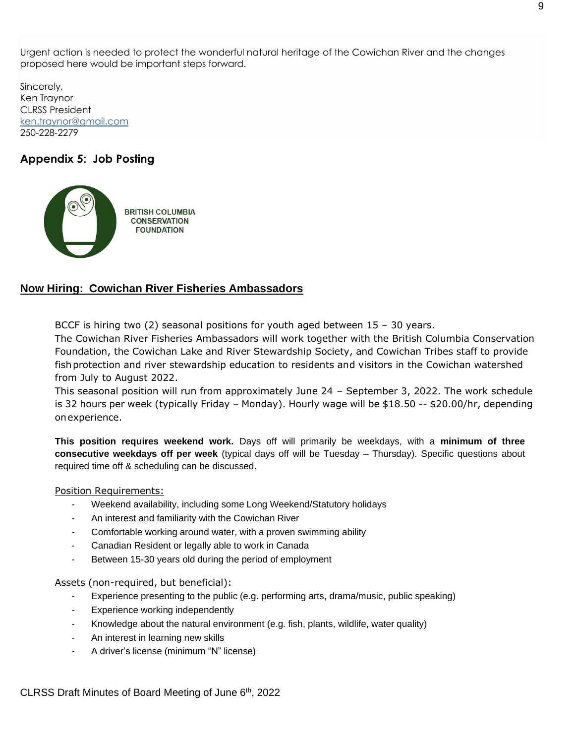Urgent action is needed to protect the wonderful natural heritage of the Cowichan River and the changes proposed here would be important steps forward.

Sincerely,
Ken Traynor
CLRSS President
[ken.traynor@gmail.com](mailto:ken.traynor@gmail.com)
250-228-2279

## Appendix 5: Job Posting

BRITISH COLUMBIA CONSERVATION FOUNDATION

### Now Hiring: Cowichan River Fisheries Ambassadors

BCCF is hiring two (2) seasonal positions for youth aged between 15 – 30 years.
The Cowichan River Fisheries Ambassadors will work together with the British Columbia Conservation Foundation, the Cowichan Lake and River Stewardship Society, and Cowichan Tribes staff to provide fish protection and river stewardship education to residents and visitors in the Cowichan watershed from July to August 2022.
This seasonal position will run from approximately June 24 – September 3, 2022. The work schedule is 32 hours per week (typically Friday – Monday). Hourly wage will be $18.50 -- $20.00/hr, depending on experience.

**This position requires weekend work.** Days off will primarily be weekdays, with a **minimum of three consecutive weekdays off per week** (typical days off will be Tuesday – Thursday). Specific questions about required time off & scheduling can be discussed.

Position Requirements:

- Weekend availability, including some Long Weekend/Statutory holidays
- An interest and familiarity with the Cowichan River
- Comfortable working around water, with a proven swimming ability
- Canadian Resident or legally able to work in Canada
- Between 15-30 years old during the period of employment

Assets (non-required, but beneficial):

- Experience presenting to the public (e.g. performing arts, drama/music, public speaking)
- Experience working independently
- Knowledge about the natural environment (e.g. fish, plants, wildlife, water quality)
- An interest in learning new skills
- A driver's license (minimum "N" license)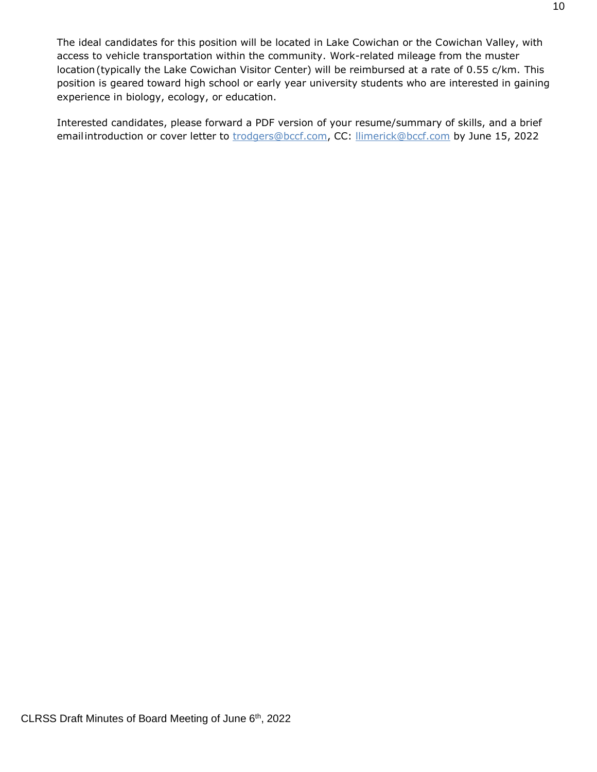The ideal candidates for this position will be located in Lake Cowichan or the Cowichan Valley, with access to vehicle transportation within the community. Work-related mileage from the muster location (typically the Lake Cowichan Visitor Center) will be reimbursed at a rate of 0.55 c/km. This position is geared toward high school or early year university students who are interested in gaining experience in biology, ecology, or education.

Interested candidates, please forward a PDF version of your resume/summary of skills, and a brief email introduction or cover letter to trodgers@bccf.com, CC: llimerick@bccf.com by June 15, 2022